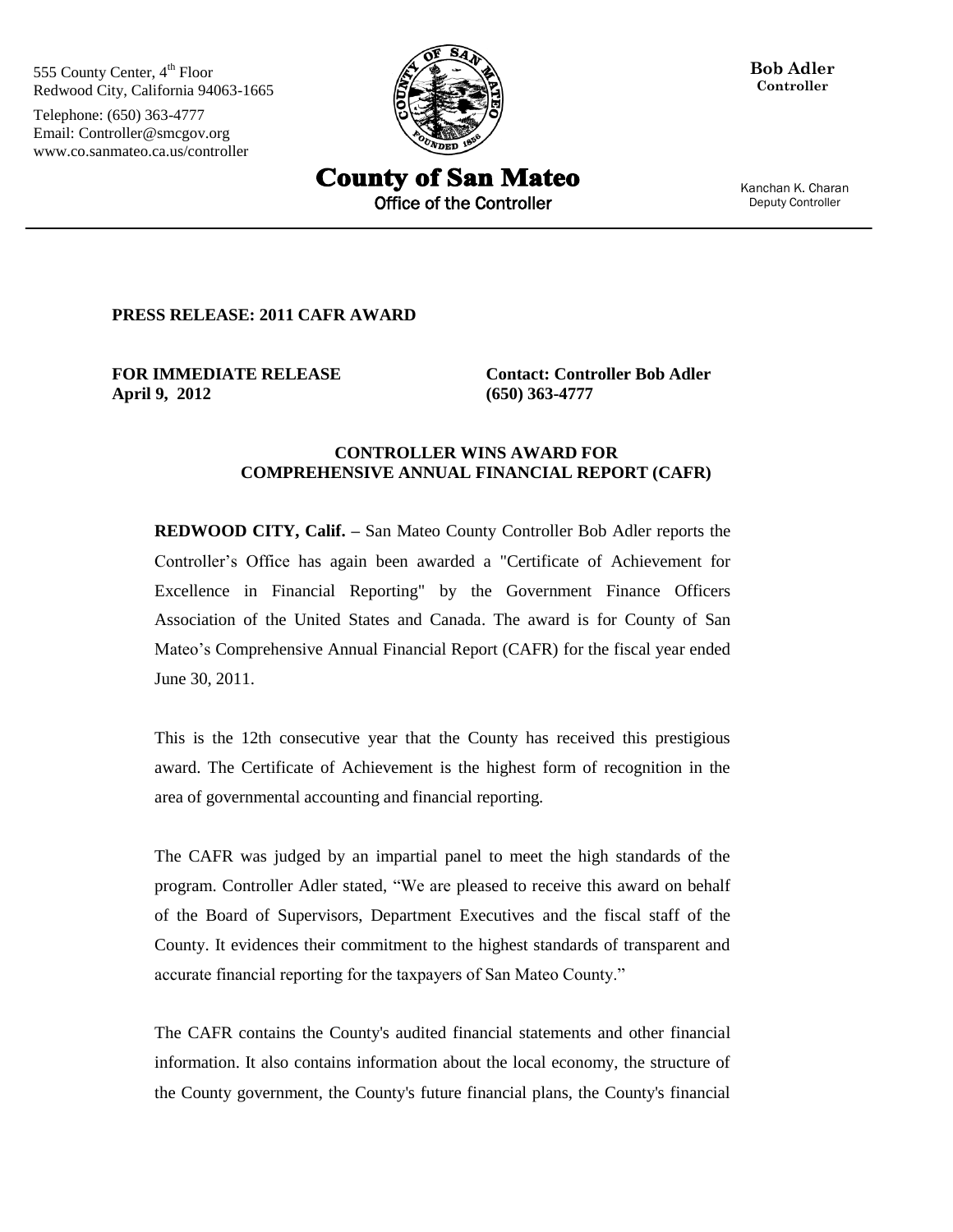555 County Center, 4th Floor
Redwood City, California 94063-1665

Telephone: (650) 363-4777
Email: Controller@smcgov.org
www.co.sanmateo.ca.us/controller

**Bob Adler**
**Controller**

# County of San Mateo

Office of the Controller

Kanchan K. Charan
Deputy Controller

---

**PRESS RELEASE: 2011 CAFR AWARD**

**FOR IMMEDIATE RELEASE**
**April 9, 2012**

**Contact: Controller Bob Adler**
**(650) 363-4777**

## CONTROLLER WINS AWARD FOR COMPREHENSIVE ANNUAL FINANCIAL REPORT (CAFR)

**REDWOOD CITY, Calif. –** San Mateo County Controller Bob Adler reports the Controller's Office has again been awarded a "Certificate of Achievement for Excellence in Financial Reporting" by the Government Finance Officers Association of the United States and Canada. The award is for County of San Mateo's Comprehensive Annual Financial Report (CAFR) for the fiscal year ended June 30, 2011.

This is the 12th consecutive year that the County has received this prestigious award. The Certificate of Achievement is the highest form of recognition in the area of governmental accounting and financial reporting.

The CAFR was judged by an impartial panel to meet the high standards of the program. Controller Adler stated, "We are pleased to receive this award on behalf of the Board of Supervisors, Department Executives and the fiscal staff of the County. It evidences their commitment to the highest standards of transparent and accurate financial reporting for the taxpayers of San Mateo County."

The CAFR contains the County's audited financial statements and other financial information. It also contains information about the local economy, the structure of the County government, the County's future financial plans, the County's financial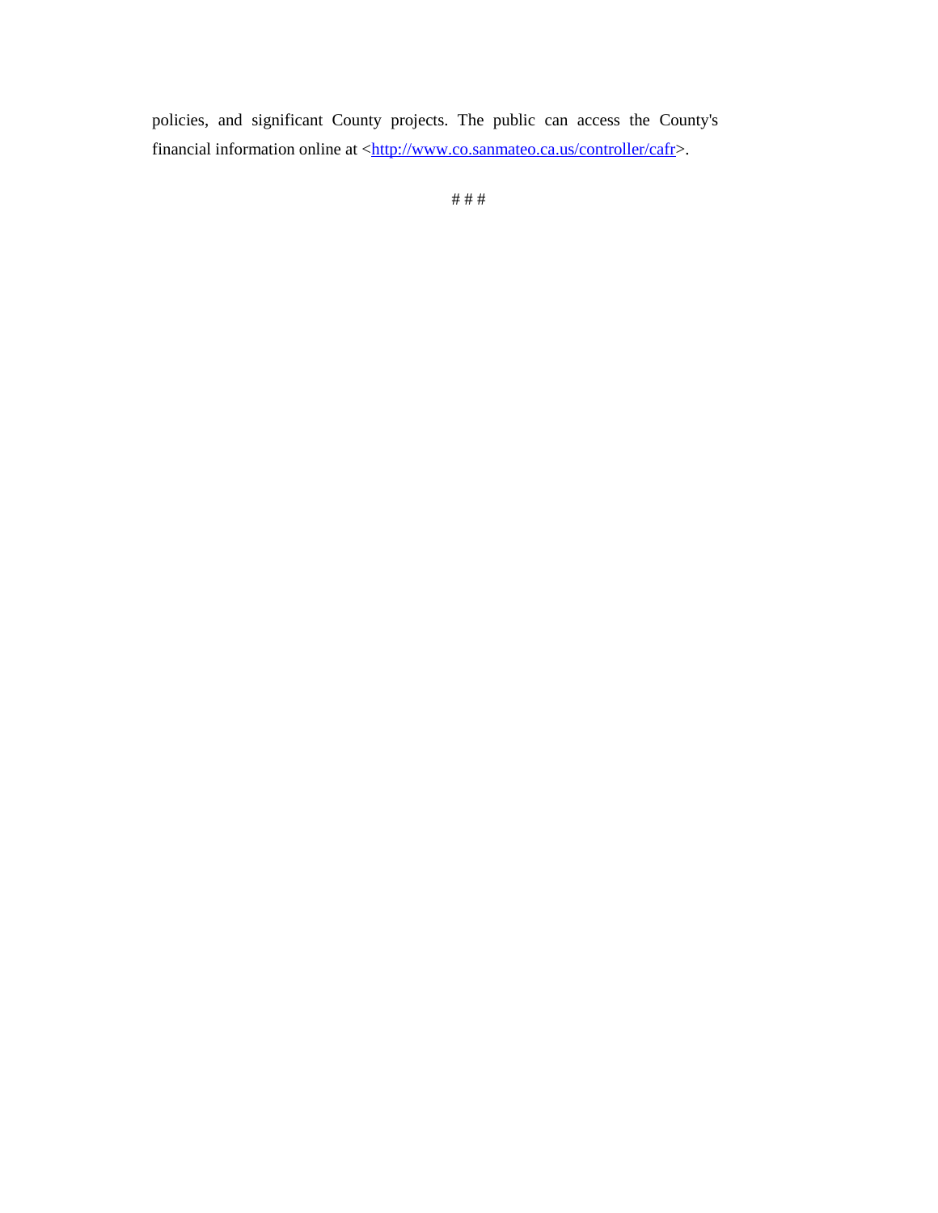policies, and significant County projects. The public can access the County's financial information online at <http://www.co.sanmateo.ca.us/controller/cafr>.

# # #